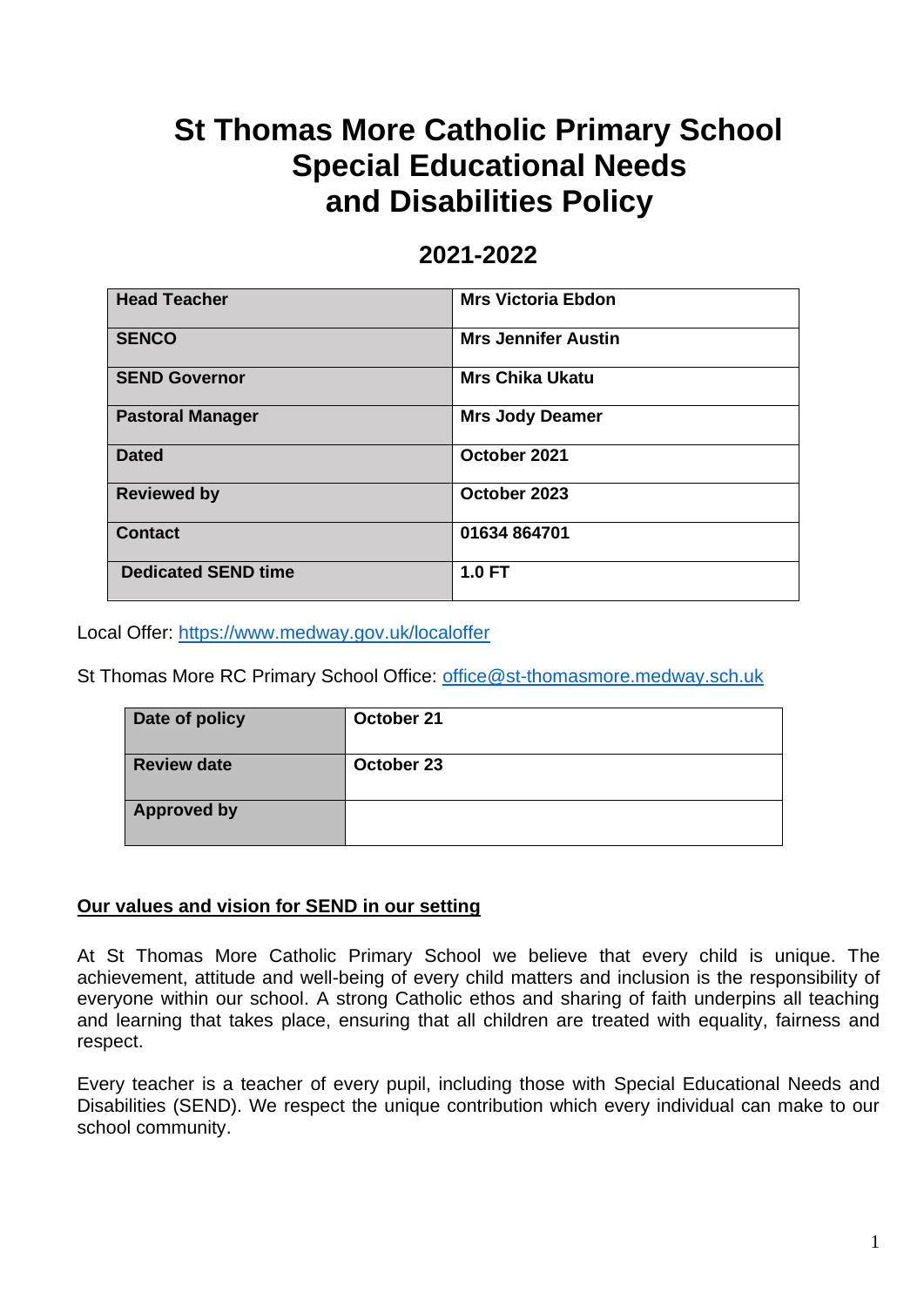# St Thomas More Catholic Primary School Special Educational Needs and Disabilities Policy

## 2021-2022

| | |
|---|---|
| **Head Teacher** | **Mrs Victoria Ebdon** |
| **SENCO** | **Mrs Jennifer Austin** |
| **SEND Governor** | **Mrs Chika Ukatu** |
| **Pastoral Manager** | **Mrs Jody Deamer** |
| **Dated** | **October 2021** |
| **Reviewed by** | **October 2023** |
| **Contact** | **01634 864701** |
| **Dedicated SEND time** | **1.0 FT** |

Local Offer: https://www.medway.gov.uk/localoffer

St Thomas More RC Primary School Office: office@st-thomasmore.medway.sch.uk

| | |
|---|---|
| **Date of policy** | **October 21** |
| **Review date** | **October 23** |
| **Approved by** | |

**Our values and vision for SEND in our setting**

At St Thomas More Catholic Primary School we believe that every child is unique. The achievement, attitude and well-being of every child matters and inclusion is the responsibility of everyone within our school. A strong Catholic ethos and sharing of faith underpins all teaching and learning that takes place, ensuring that all children are treated with equality, fairness and respect.

Every teacher is a teacher of every pupil, including those with Special Educational Needs and Disabilities (SEND). We respect the unique contribution which every individual can make to our school community.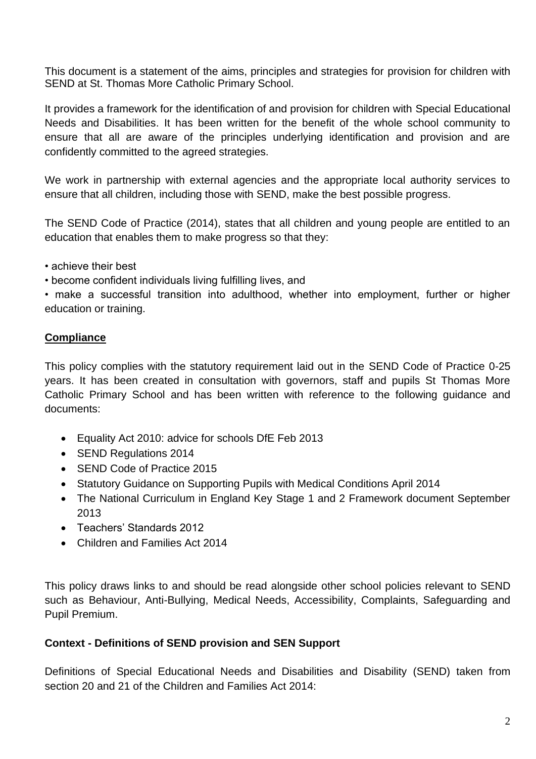This document is a statement of the aims, principles and strategies for provision for children with SEND at St. Thomas More Catholic Primary School.

It provides a framework for the identification of and provision for children with Special Educational Needs and Disabilities. It has been written for the benefit of the whole school community to ensure that all are aware of the principles underlying identification and provision and are confidently committed to the agreed strategies.

We work in partnership with external agencies and the appropriate local authority services to ensure that all children, including those with SEND, make the best possible progress.

The SEND Code of Practice (2014), states that all children and young people are entitled to an education that enables them to make progress so that they:

• achieve their best
• become confident individuals living fulfilling lives, and
• make a successful transition into adulthood, whether into employment, further or higher education or training.

## **<u>Compliance</u>**

This policy complies with the statutory requirement laid out in the SEND Code of Practice 0-25 years. It has been created in consultation with governors, staff and pupils St Thomas More Catholic Primary School and has been written with reference to the following guidance and documents:

- Equality Act 2010: advice for schools DfE Feb 2013
- SEND Regulations 2014
- SEND Code of Practice 2015
- Statutory Guidance on Supporting Pupils with Medical Conditions April 2014
- The National Curriculum in England Key Stage 1 and 2 Framework document September 2013
- Teachers' Standards 2012
- Children and Families Act 2014

This policy draws links to and should be read alongside other school policies relevant to SEND such as Behaviour, Anti-Bullying, Medical Needs, Accessibility, Complaints, Safeguarding and Pupil Premium.

### **Context - Definitions of SEND provision and SEN Support**

Definitions of Special Educational Needs and Disabilities and Disability (SEND) taken from section 20 and 21 of the Children and Families Act 2014: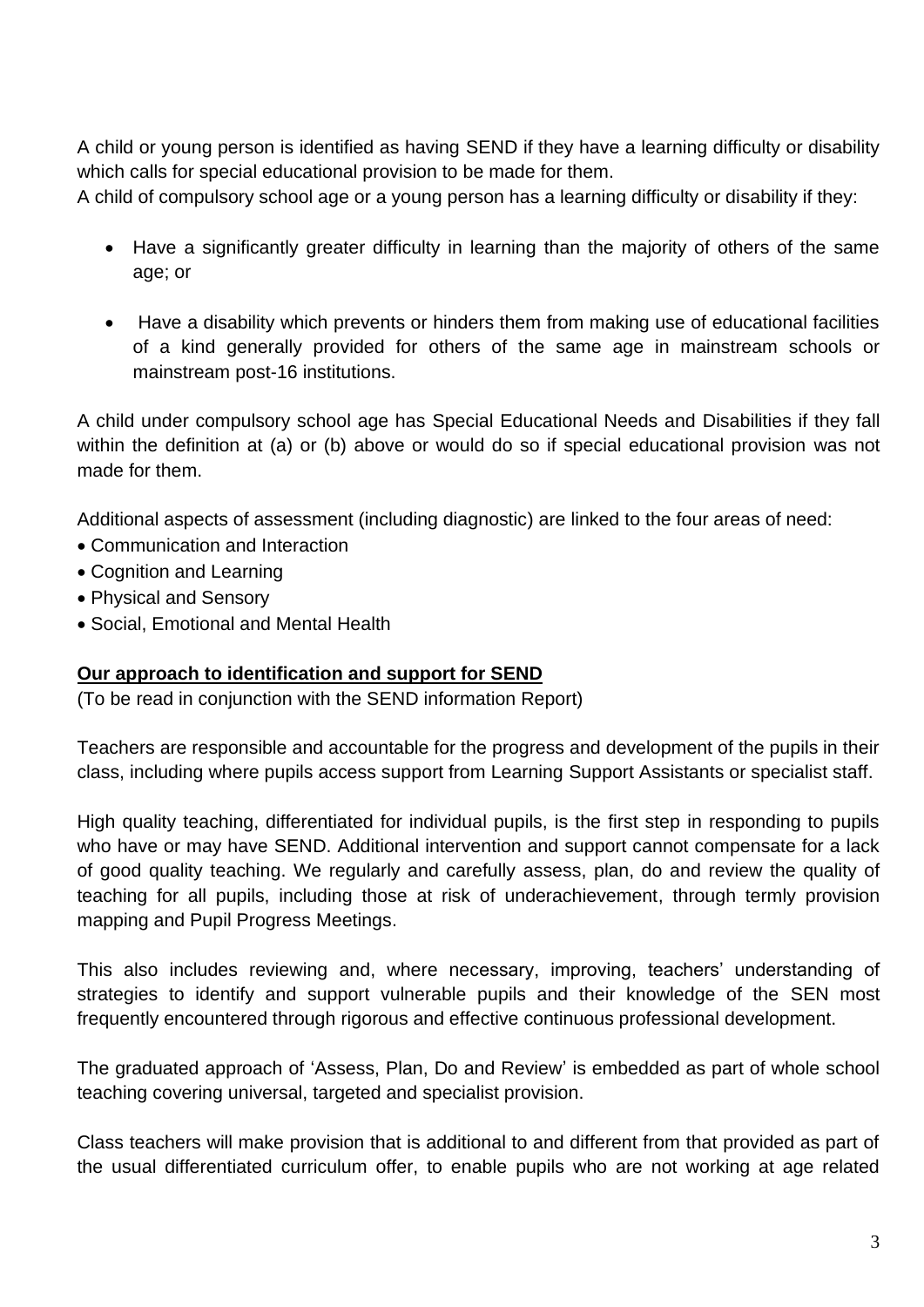A child or young person is identified as having SEND if they have a learning difficulty or disability which calls for special educational provision to be made for them.
A child of compulsory school age or a young person has a learning difficulty or disability if they:

- Have a significantly greater difficulty in learning than the majority of others of the same age; or
- Have a disability which prevents or hinders them from making use of educational facilities of a kind generally provided for others of the same age in mainstream schools or mainstream post-16 institutions.

A child under compulsory school age has Special Educational Needs and Disabilities if they fall within the definition at (a) or (b) above or would do so if special educational provision was not made for them.

Additional aspects of assessment (including diagnostic) are linked to the four areas of need:

- Communication and Interaction
- Cognition and Learning
- Physical and Sensory
- Social, Emotional and Mental Health

**Our approach to identification and support for SEND**

(To be read in conjunction with the SEND information Report)

Teachers are responsible and accountable for the progress and development of the pupils in their class, including where pupils access support from Learning Support Assistants or specialist staff.

High quality teaching, differentiated for individual pupils, is the first step in responding to pupils who have or may have SEND. Additional intervention and support cannot compensate for a lack of good quality teaching. We regularly and carefully assess, plan, do and review the quality of teaching for all pupils, including those at risk of underachievement, through termly provision mapping and Pupil Progress Meetings.

This also includes reviewing and, where necessary, improving, teachers' understanding of strategies to identify and support vulnerable pupils and their knowledge of the SEN most frequently encountered through rigorous and effective continuous professional development.

The graduated approach of 'Assess, Plan, Do and Review' is embedded as part of whole school teaching covering universal, targeted and specialist provision.

Class teachers will make provision that is additional to and different from that provided as part of the usual differentiated curriculum offer, to enable pupils who are not working at age related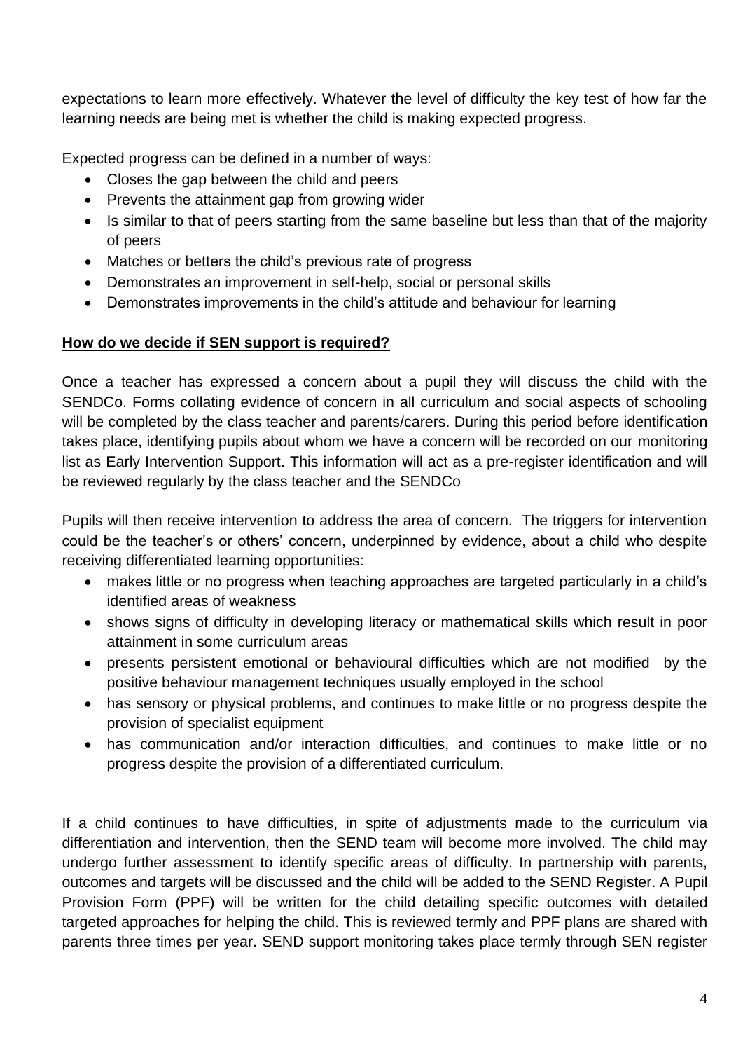expectations to learn more effectively. Whatever the level of difficulty the key test of how far the learning needs are being met is whether the child is making expected progress.

Expected progress can be defined in a number of ways:

- Closes the gap between the child and peers
- Prevents the attainment gap from growing wider
- Is similar to that of peers starting from the same baseline but less than that of the majority of peers
- Matches or betters the child's previous rate of progress
- Demonstrates an improvement in self-help, social or personal skills
- Demonstrates improvements in the child's attitude and behaviour for learning

**How do we decide if SEN support is required?**

Once a teacher has expressed a concern about a pupil they will discuss the child with the SENDCo. Forms collating evidence of concern in all curriculum and social aspects of schooling will be completed by the class teacher and parents/carers. During this period before identification takes place, identifying pupils about whom we have a concern will be recorded on our monitoring list as Early Intervention Support. This information will act as a pre-register identification and will be reviewed regularly by the class teacher and the SENDCo

Pupils will then receive intervention to address the area of concern. The triggers for intervention could be the teacher's or others' concern, underpinned by evidence, about a child who despite receiving differentiated learning opportunities:

- makes little or no progress when teaching approaches are targeted particularly in a child's identified areas of weakness
- shows signs of difficulty in developing literacy or mathematical skills which result in poor attainment in some curriculum areas
- presents persistent emotional or behavioural difficulties which are not modified by the positive behaviour management techniques usually employed in the school
- has sensory or physical problems, and continues to make little or no progress despite the provision of specialist equipment
- has communication and/or interaction difficulties, and continues to make little or no progress despite the provision of a differentiated curriculum.

If a child continues to have difficulties, in spite of adjustments made to the curriculum via differentiation and intervention, then the SEND team will become more involved. The child may undergo further assessment to identify specific areas of difficulty. In partnership with parents, outcomes and targets will be discussed and the child will be added to the SEND Register. A Pupil Provision Form (PPF) will be written for the child detailing specific outcomes with detailed targeted approaches for helping the child. This is reviewed termly and PPF plans are shared with parents three times per year. SEND support monitoring takes place termly through SEN register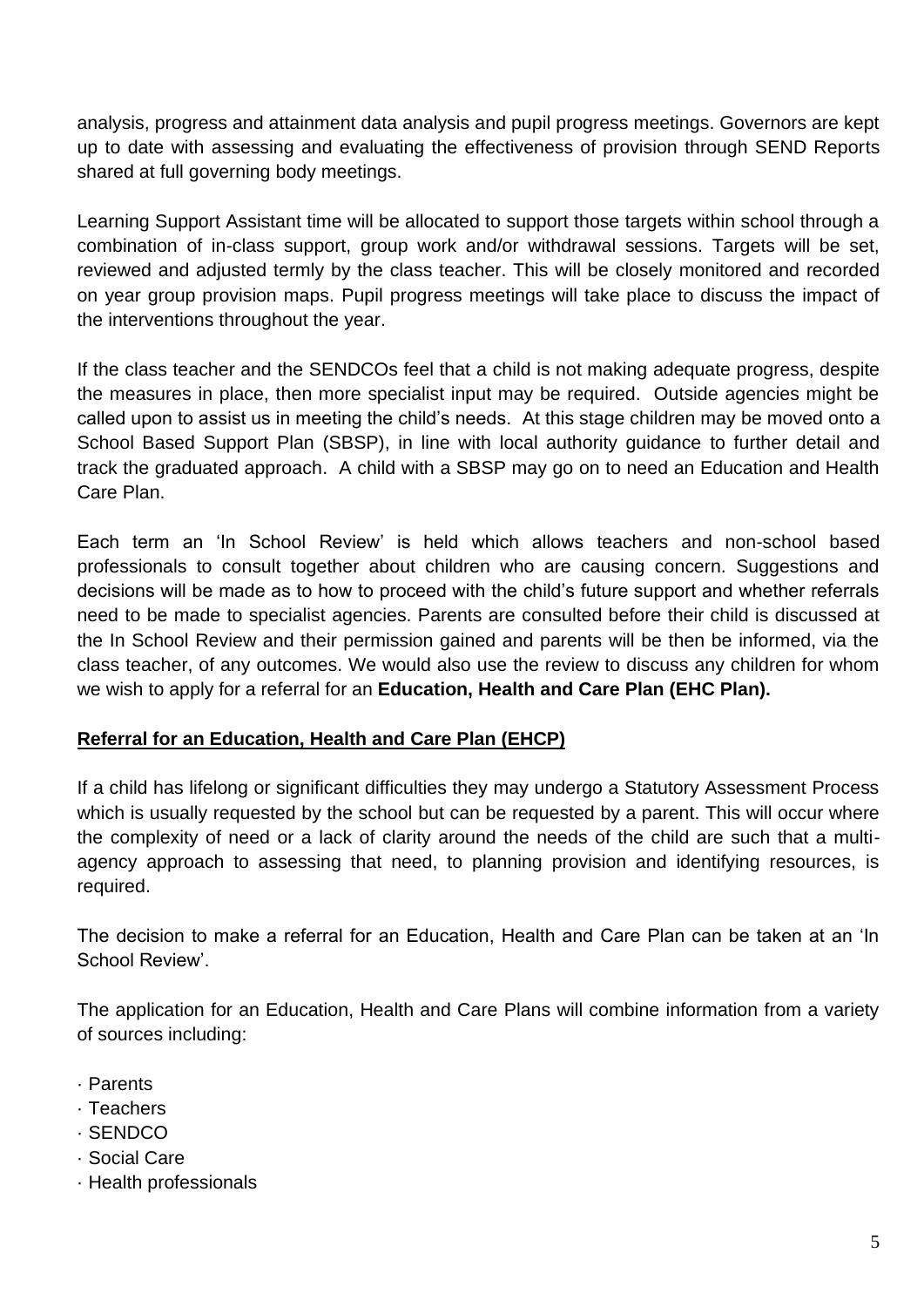analysis, progress and attainment data analysis and pupil progress meetings. Governors are kept up to date with assessing and evaluating the effectiveness of provision through SEND Reports shared at full governing body meetings.

Learning Support Assistant time will be allocated to support those targets within school through a combination of in-class support, group work and/or withdrawal sessions. Targets will be set, reviewed and adjusted termly by the class teacher. This will be closely monitored and recorded on year group provision maps. Pupil progress meetings will take place to discuss the impact of the interventions throughout the year.

If the class teacher and the SENDCOs feel that a child is not making adequate progress, despite the measures in place, then more specialist input may be required. Outside agencies might be called upon to assist us in meeting the child's needs. At this stage children may be moved onto a School Based Support Plan (SBSP), in line with local authority guidance to further detail and track the graduated approach. A child with a SBSP may go on to need an Education and Health Care Plan.

Each term an 'In School Review' is held which allows teachers and non-school based professionals to consult together about children who are causing concern. Suggestions and decisions will be made as to how to proceed with the child's future support and whether referrals need to be made to specialist agencies. Parents are consulted before their child is discussed at the In School Review and their permission gained and parents will be then be informed, via the class teacher, of any outcomes. We would also use the review to discuss any children for whom we wish to apply for a referral for an **Education, Health and Care Plan (EHC Plan).**

## Referral for an Education, Health and Care Plan (EHCP)

If a child has lifelong or significant difficulties they may undergo a Statutory Assessment Process which is usually requested by the school but can be requested by a parent. This will occur where the complexity of need or a lack of clarity around the needs of the child are such that a multi-agency approach to assessing that need, to planning provision and identifying resources, is required.

The decision to make a referral for an Education, Health and Care Plan can be taken at an 'In School Review'.

The application for an Education, Health and Care Plans will combine information from a variety of sources including:

- Parents
- Teachers
- SENDCO
- Social Care
- Health professionals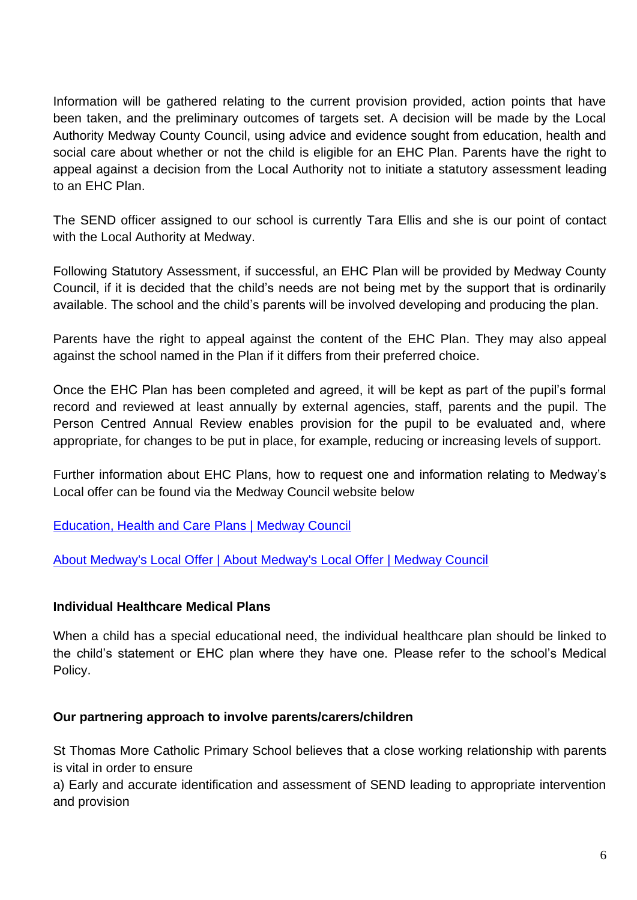Information will be gathered relating to the current provision provided, action points that have been taken, and the preliminary outcomes of targets set. A decision will be made by the Local Authority Medway County Council, using advice and evidence sought from education, health and social care about whether or not the child is eligible for an EHC Plan. Parents have the right to appeal against a decision from the Local Authority not to initiate a statutory assessment leading to an EHC Plan.

The SEND officer assigned to our school is currently Tara Ellis and she is our point of contact with the Local Authority at Medway.

Following Statutory Assessment, if successful, an EHC Plan will be provided by Medway County Council, if it is decided that the child's needs are not being met by the support that is ordinarily available. The school and the child's parents will be involved developing and producing the plan.

Parents have the right to appeal against the content of the EHC Plan. They may also appeal against the school named in the Plan if it differs from their preferred choice.

Once the EHC Plan has been completed and agreed, it will be kept as part of the pupil's formal record and reviewed at least annually by external agencies, staff, parents and the pupil. The Person Centred Annual Review enables provision for the pupil to be evaluated and, where appropriate, for changes to be put in place, for example, reducing or increasing levels of support.

Further information about EHC Plans, how to request one and information relating to Medway's Local offer can be found via the Medway Council website below

Education, Health and Care Plans | Medway Council

About Medway's Local Offer | About Medway's Local Offer | Medway Council

**Individual Healthcare Medical Plans**

When a child has a special educational need, the individual healthcare plan should be linked to the child's statement or EHC plan where they have one. Please refer to the school's Medical Policy.

**Our partnering approach to involve parents/carers/children**

St Thomas More Catholic Primary School believes that a close working relationship with parents is vital in order to ensure

a) Early and accurate identification and assessment of SEND leading to appropriate intervention and provision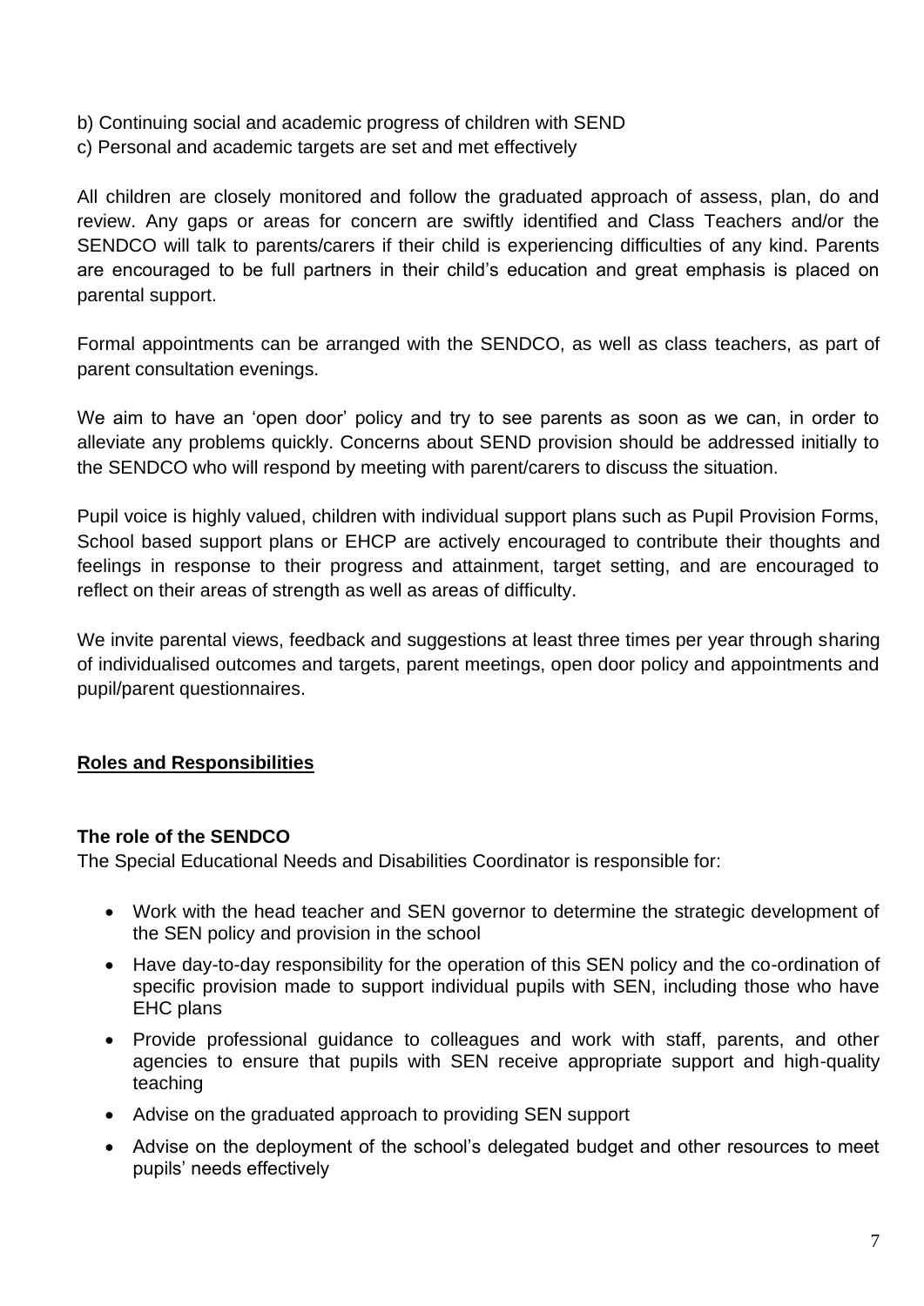b) Continuing social and academic progress of children with SEND
c) Personal and academic targets are set and met effectively

All children are closely monitored and follow the graduated approach of assess, plan, do and review. Any gaps or areas for concern are swiftly identified and Class Teachers and/or the SENDCO will talk to parents/carers if their child is experiencing difficulties of any kind. Parents are encouraged to be full partners in their child's education and great emphasis is placed on parental support.

Formal appointments can be arranged with the SENDCO, as well as class teachers, as part of parent consultation evenings.

We aim to have an 'open door' policy and try to see parents as soon as we can, in order to alleviate any problems quickly. Concerns about SEND provision should be addressed initially to the SENDCO who will respond by meeting with parent/carers to discuss the situation.

Pupil voice is highly valued, children with individual support plans such as Pupil Provision Forms, School based support plans or EHCP are actively encouraged to contribute their thoughts and feelings in response to their progress and attainment, target setting, and are encouraged to reflect on their areas of strength as well as areas of difficulty.

We invite parental views, feedback and suggestions at least three times per year through sharing of individualised outcomes and targets, parent meetings, open door policy and appointments and pupil/parent questionnaires.

## **Roles and Responsibilities**

### The role of the SENDCO

The Special Educational Needs and Disabilities Coordinator is responsible for:

- Work with the head teacher and SEN governor to determine the strategic development of the SEN policy and provision in the school
- Have day-to-day responsibility for the operation of this SEN policy and the co-ordination of specific provision made to support individual pupils with SEN, including those who have EHC plans
- Provide professional guidance to colleagues and work with staff, parents, and other agencies to ensure that pupils with SEN receive appropriate support and high-quality teaching
- Advise on the graduated approach to providing SEN support
- Advise on the deployment of the school's delegated budget and other resources to meet pupils' needs effectively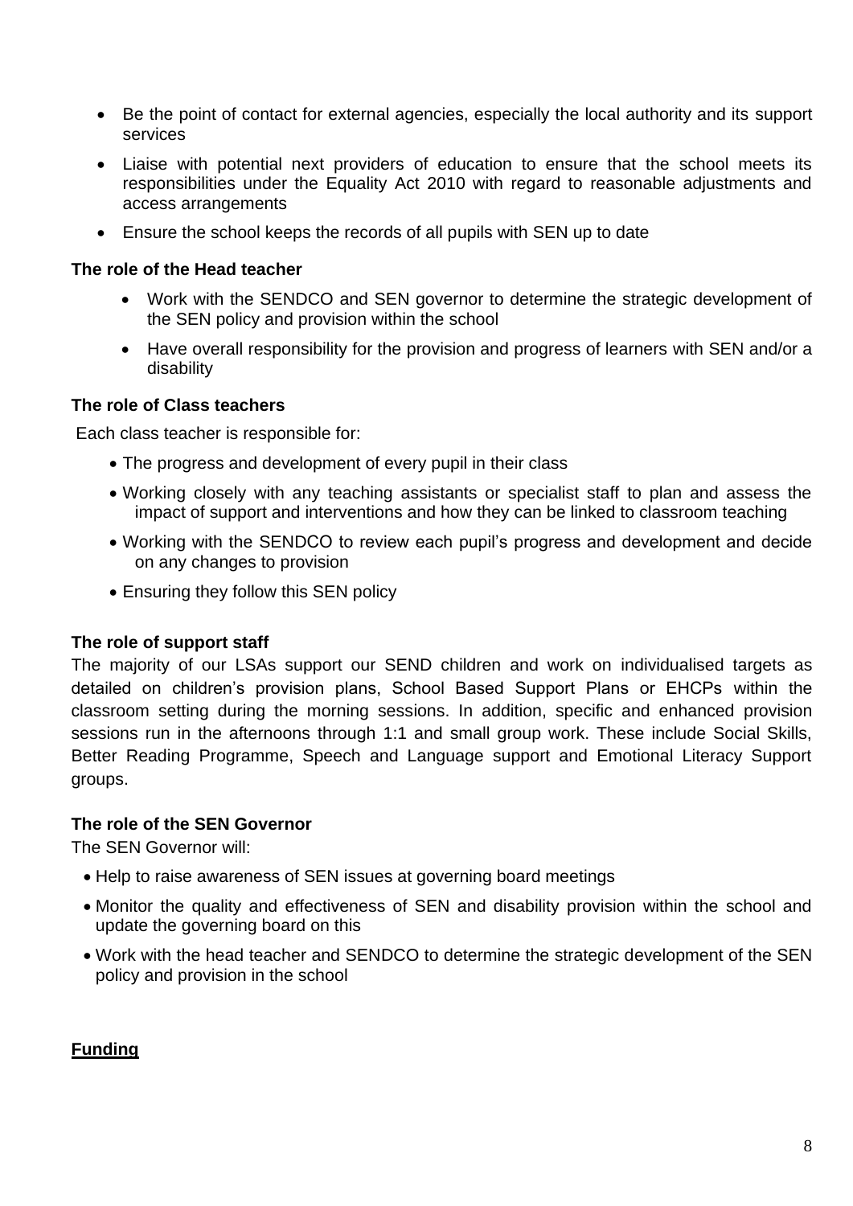- Be the point of contact for external agencies, especially the local authority and its support services
- Liaise with potential next providers of education to ensure that the school meets its responsibilities under the Equality Act 2010 with regard to reasonable adjustments and access arrangements
- Ensure the school keeps the records of all pupils with SEN up to date

**The role of the Head teacher**

- Work with the SENDCO and SEN governor to determine the strategic development of the SEN policy and provision within the school
- Have overall responsibility for the provision and progress of learners with SEN and/or a disability

**The role of Class teachers**

Each class teacher is responsible for:

- The progress and development of every pupil in their class
- Working closely with any teaching assistants or specialist staff to plan and assess the impact of support and interventions and how they can be linked to classroom teaching
- Working with the SENDCO to review each pupil's progress and development and decide on any changes to provision
- Ensuring they follow this SEN policy

**The role of support staff**

The majority of our LSAs support our SEND children and work on individualised targets as detailed on children's provision plans, School Based Support Plans or EHCPs within the classroom setting during the morning sessions. In addition, specific and enhanced provision sessions run in the afternoons through 1:1 and small group work. These include Social Skills, Better Reading Programme, Speech and Language support and Emotional Literacy Support groups.

**The role of the SEN Governor**

The SEN Governor will:

- Help to raise awareness of SEN issues at governing board meetings
- Monitor the quality and effectiveness of SEN and disability provision within the school and update the governing board on this
- Work with the head teacher and SENDCO to determine the strategic development of the SEN policy and provision in the school

**Funding**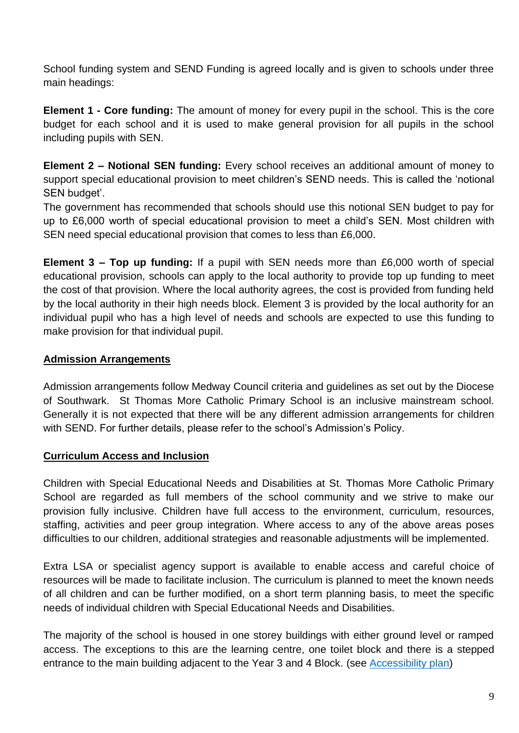School funding system and SEND Funding is agreed locally and is given to schools under three main headings:

**Element 1 - Core funding:** The amount of money for every pupil in the school. This is the core budget for each school and it is used to make general provision for all pupils in the school including pupils with SEN.

**Element 2 – Notional SEN funding:** Every school receives an additional amount of money to support special educational provision to meet children's SEND needs. This is called the 'notional SEN budget'.
The government has recommended that schools should use this notional SEN budget to pay for up to £6,000 worth of special educational provision to meet a child's SEN. Most children with SEN need special educational provision that comes to less than £6,000.

**Element 3 – Top up funding:** If a pupil with SEN needs more than £6,000 worth of special educational provision, schools can apply to the local authority to provide top up funding to meet the cost of that provision. Where the local authority agrees, the cost is provided from funding held by the local authority in their high needs block. Element 3 is provided by the local authority for an individual pupil who has a high level of needs and schools are expected to use this funding to make provision for that individual pupil.

## Admission Arrangements

Admission arrangements follow Medway Council criteria and guidelines as set out by the Diocese of Southwark. St Thomas More Catholic Primary School is an inclusive mainstream school. Generally it is not expected that there will be any different admission arrangements for children with SEND. For further details, please refer to the school's Admission's Policy.

## Curriculum Access and Inclusion

Children with Special Educational Needs and Disabilities at St. Thomas More Catholic Primary School are regarded as full members of the school community and we strive to make our provision fully inclusive. Children have full access to the environment, curriculum, resources, staffing, activities and peer group integration. Where access to any of the above areas poses difficulties to our children, additional strategies and reasonable adjustments will be implemented.

Extra LSA or specialist agency support is available to enable access and careful choice of resources will be made to facilitate inclusion. The curriculum is planned to meet the known needs of all children and can be further modified, on a short term planning basis, to meet the specific needs of individual children with Special Educational Needs and Disabilities.

The majority of the school is housed in one storey buildings with either ground level or ramped access. The exceptions to this are the learning centre, one toilet block and there is a stepped entrance to the main building adjacent to the Year 3 and 4 Block. (see [Accessibility plan])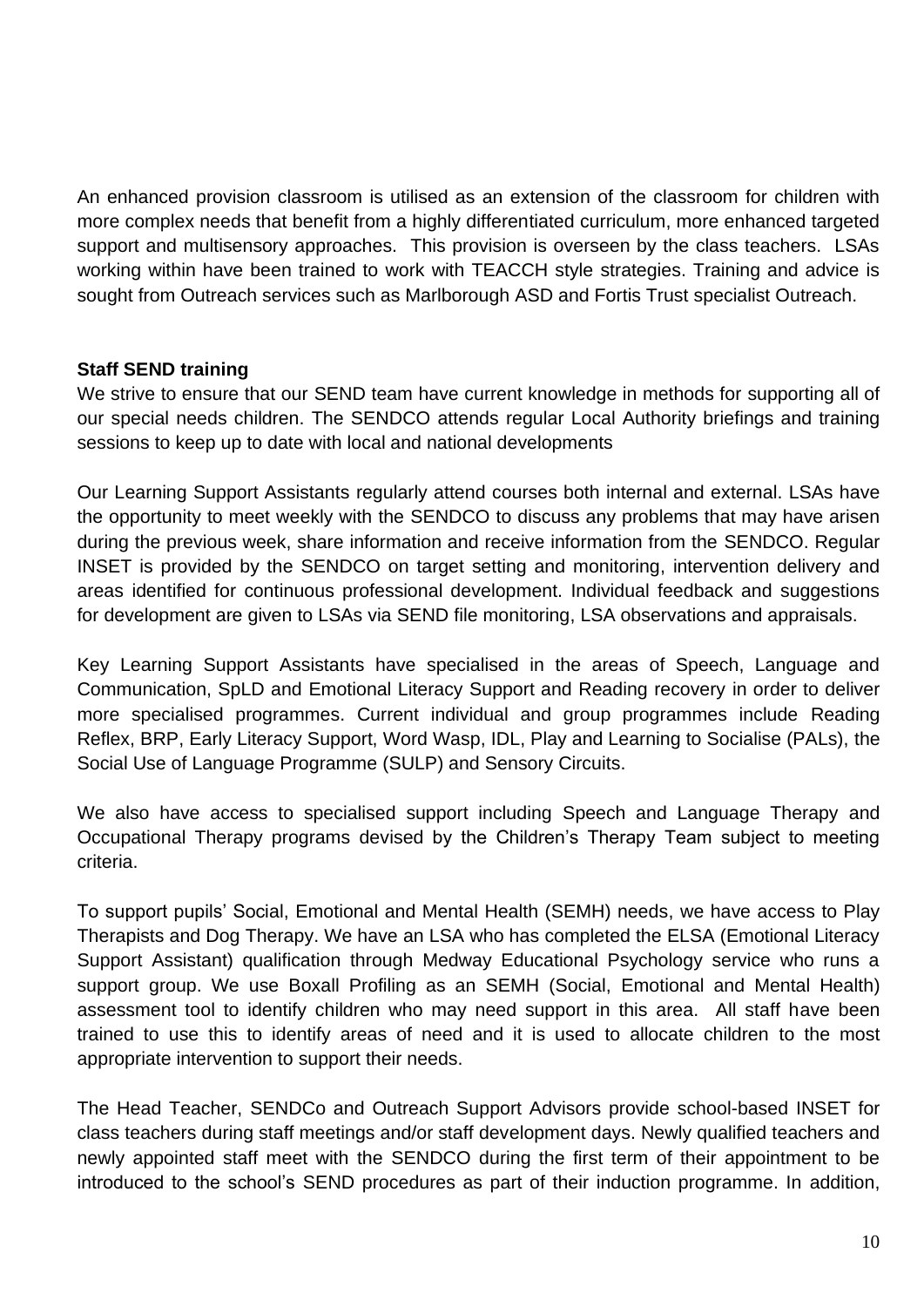An enhanced provision classroom is utilised as an extension of the classroom for children with more complex needs that benefit from a highly differentiated curriculum, more enhanced targeted support and multisensory approaches. This provision is overseen by the class teachers. LSAs working within have been trained to work with TEACCH style strategies. Training and advice is sought from Outreach services such as Marlborough ASD and Fortis Trust specialist Outreach.

**Staff SEND training**

We strive to ensure that our SEND team have current knowledge in methods for supporting all of our special needs children. The SENDCO attends regular Local Authority briefings and training sessions to keep up to date with local and national developments

Our Learning Support Assistants regularly attend courses both internal and external. LSAs have the opportunity to meet weekly with the SENDCO to discuss any problems that may have arisen during the previous week, share information and receive information from the SENDCO. Regular INSET is provided by the SENDCO on target setting and monitoring, intervention delivery and areas identified for continuous professional development. Individual feedback and suggestions for development are given to LSAs via SEND file monitoring, LSA observations and appraisals.

Key Learning Support Assistants have specialised in the areas of Speech, Language and Communication, SpLD and Emotional Literacy Support and Reading recovery in order to deliver more specialised programmes. Current individual and group programmes include Reading Reflex, BRP, Early Literacy Support, Word Wasp, IDL, Play and Learning to Socialise (PALs), the Social Use of Language Programme (SULP) and Sensory Circuits.

We also have access to specialised support including Speech and Language Therapy and Occupational Therapy programs devised by the Children's Therapy Team subject to meeting criteria.

To support pupils' Social, Emotional and Mental Health (SEMH) needs, we have access to Play Therapists and Dog Therapy. We have an LSA who has completed the ELSA (Emotional Literacy Support Assistant) qualification through Medway Educational Psychology service who runs a support group. We use Boxall Profiling as an SEMH (Social, Emotional and Mental Health) assessment tool to identify children who may need support in this area. All staff have been trained to use this to identify areas of need and it is used to allocate children to the most appropriate intervention to support their needs.

The Head Teacher, SENDCo and Outreach Support Advisors provide school-based INSET for class teachers during staff meetings and/or staff development days. Newly qualified teachers and newly appointed staff meet with the SENDCO during the first term of their appointment to be introduced to the school's SEND procedures as part of their induction programme. In addition,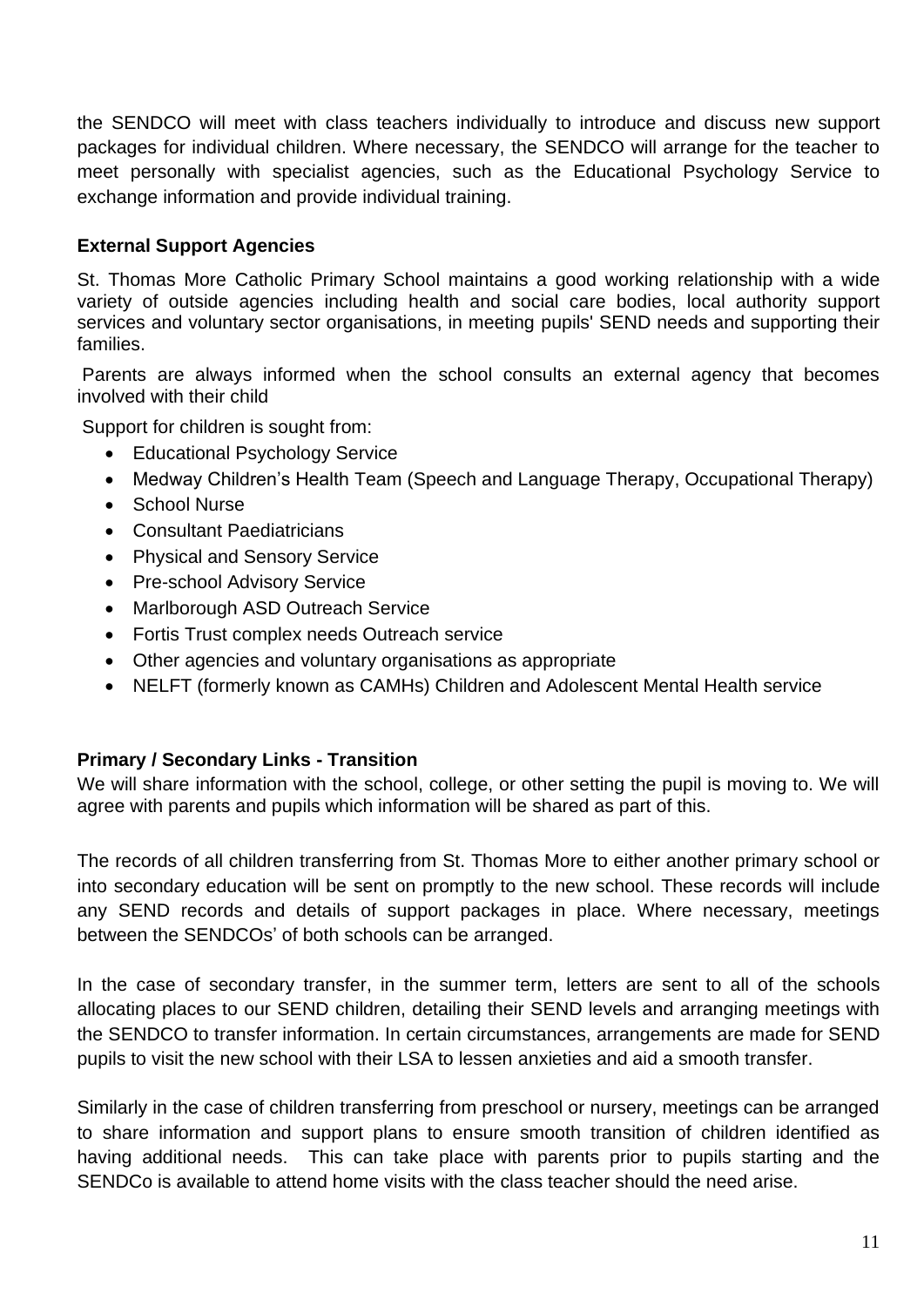the SENDCO will meet with class teachers individually to introduce and discuss new support packages for individual children. Where necessary, the SENDCO will arrange for the teacher to meet personally with specialist agencies, such as the Educational Psychology Service to exchange information and provide individual training.

**External Support Agencies**

St. Thomas More Catholic Primary School maintains a good working relationship with a wide variety of outside agencies including health and social care bodies, local authority support services and voluntary sector organisations, in meeting pupils' SEND needs and supporting their families.

Parents are always informed when the school consults an external agency that becomes involved with their child

Support for children is sought from:

- Educational Psychology Service
- Medway Children's Health Team (Speech and Language Therapy, Occupational Therapy)
- School Nurse
- Consultant Paediatricians
- Physical and Sensory Service
- Pre-school Advisory Service
- Marlborough ASD Outreach Service
- Fortis Trust complex needs Outreach service
- Other agencies and voluntary organisations as appropriate
- NELFT (formerly known as CAMHs) Children and Adolescent Mental Health service

**Primary / Secondary Links - Transition**

We will share information with the school, college, or other setting the pupil is moving to. We will agree with parents and pupils which information will be shared as part of this.

The records of all children transferring from St. Thomas More to either another primary school or into secondary education will be sent on promptly to the new school. These records will include any SEND records and details of support packages in place. Where necessary, meetings between the SENDCOs' of both schools can be arranged.

In the case of secondary transfer, in the summer term, letters are sent to all of the schools allocating places to our SEND children, detailing their SEND levels and arranging meetings with the SENDCO to transfer information. In certain circumstances, arrangements are made for SEND pupils to visit the new school with their LSA to lessen anxieties and aid a smooth transfer.

Similarly in the case of children transferring from preschool or nursery, meetings can be arranged to share information and support plans to ensure smooth transition of children identified as having additional needs. This can take place with parents prior to pupils starting and the SENDCo is available to attend home visits with the class teacher should the need arise.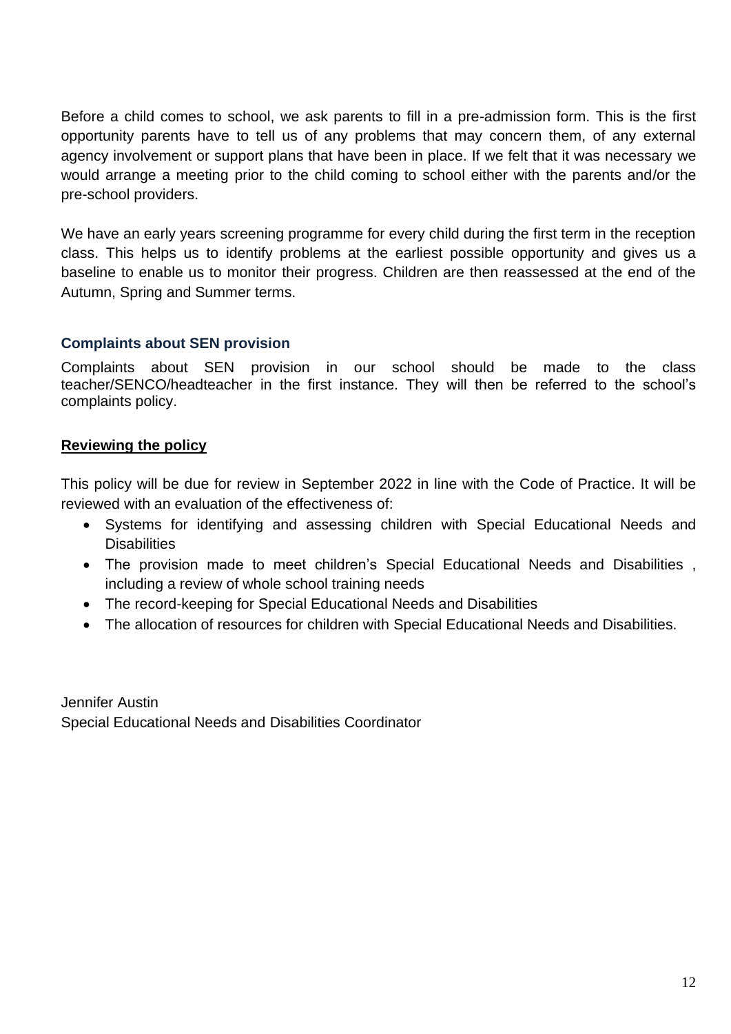Before a child comes to school, we ask parents to fill in a pre-admission form. This is the first opportunity parents have to tell us of any problems that may concern them, of any external agency involvement or support plans that have been in place. If we felt that it was necessary we would arrange a meeting prior to the child coming to school either with the parents and/or the pre-school providers.

We have an early years screening programme for every child during the first term in the reception class. This helps us to identify problems at the earliest possible opportunity and gives us a baseline to enable us to monitor their progress. Children are then reassessed at the end of the Autumn, Spring and Summer terms.

### Complaints about SEN provision

Complaints about SEN provision in our school should be made to the class teacher/SENCO/headteacher in the first instance. They will then be referred to the school's complaints policy.

### Reviewing the policy

This policy will be due for review in September 2022 in line with the Code of Practice. It will be reviewed with an evaluation of the effectiveness of:

- Systems for identifying and assessing children with Special Educational Needs and Disabilities
- The provision made to meet children's Special Educational Needs and Disabilities , including a review of whole school training needs
- The record-keeping for Special Educational Needs and Disabilities
- The allocation of resources for children with Special Educational Needs and Disabilities.

Jennifer Austin
Special Educational Needs and Disabilities Coordinator